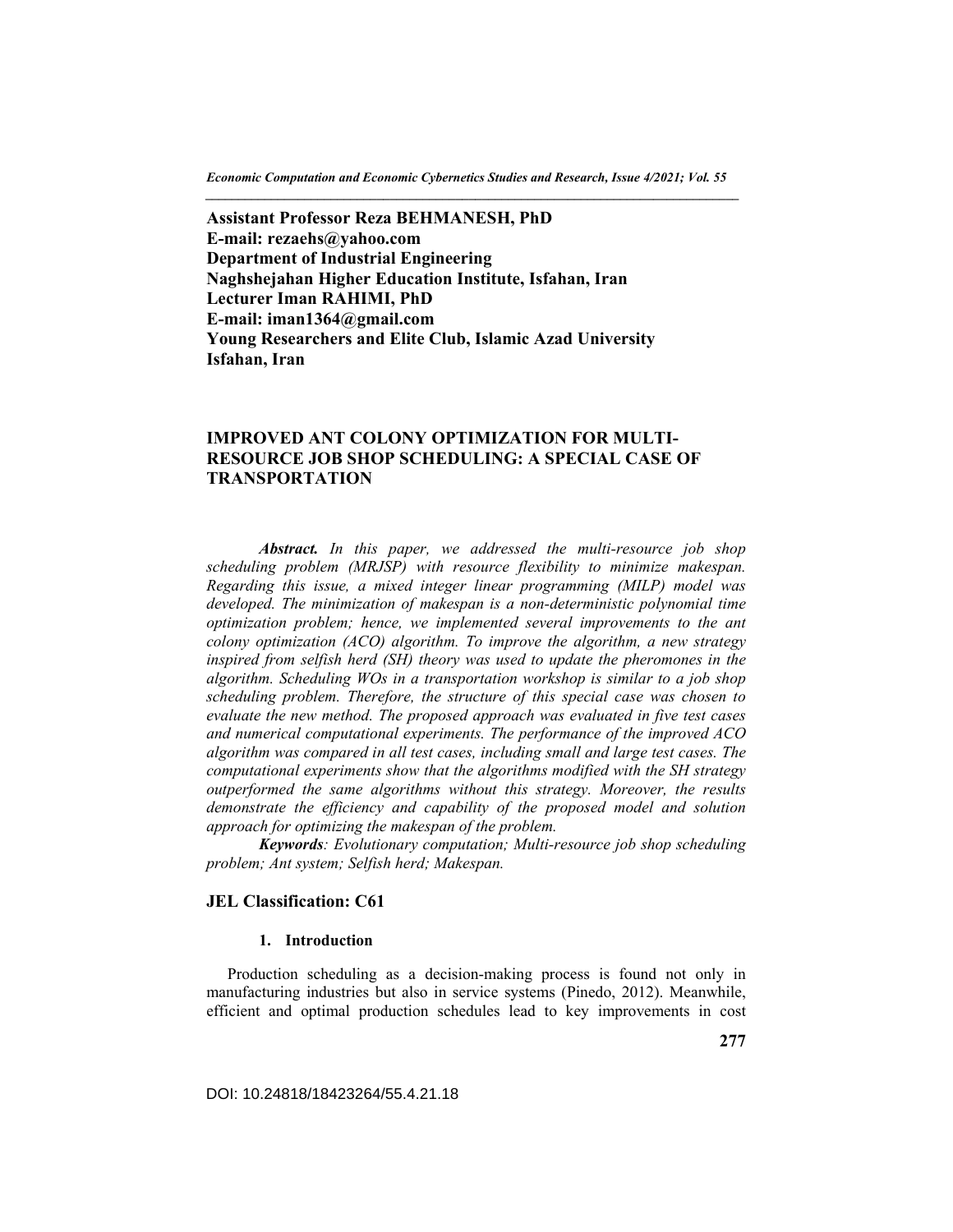**Assistant Professor Reza BEHMANESH, PhD**
**E-mail: rezaehs@yahoo.com**
**Department of Industrial Engineering**
**Naghshejahan Higher Education Institute, Isfahan, Iran**
**Lecturer Iman RAHIMI, PhD**
**E-mail: iman1364@gmail.com**
**Young Researchers and Elite Club, Islamic Azad University**
**Isfahan, Iran**

# IMPROVED ANT COLONY OPTIMIZATION FOR MULTI-RESOURCE JOB SHOP SCHEDULING: A SPECIAL CASE OF TRANSPORTATION

***Abstract.*** *In this paper, we addressed the multi-resource job shop scheduling problem (MRJSP) with resource flexibility to minimize makespan. Regarding this issue, a mixed integer linear programming (MILP) model was developed. The minimization of makespan is a non-deterministic polynomial time optimization problem; hence, we implemented several improvements to the ant colony optimization (ACO) algorithm. To improve the algorithm, a new strategy inspired from selfish herd (SH) theory was used to update the pheromones in the algorithm. Scheduling WOs in a transportation workshop is similar to a job shop scheduling problem. Therefore, the structure of this special case was chosen to evaluate the new method. The proposed approach was evaluated in five test cases and numerical computational experiments. The performance of the improved ACO algorithm was compared in all test cases, including small and large test cases. The computational experiments show that the algorithms modified with the SH strategy outperformed the same algorithms without this strategy. Moreover, the results demonstrate the efficiency and capability of the proposed model and solution approach for optimizing the makespan of the problem.*

***Keywords****: Evolutionary computation; Multi-resource job shop scheduling problem; Ant system; Selfish herd; Makespan.*

## JEL Classification: C61

### 1. Introduction

Production scheduling as a decision-making process is found not only in manufacturing industries but also in service systems (Pinedo, 2012). Meanwhile, efficient and optimal production schedules lead to key improvements in cost

DOI: 10.24818/18423264/55.4.21.18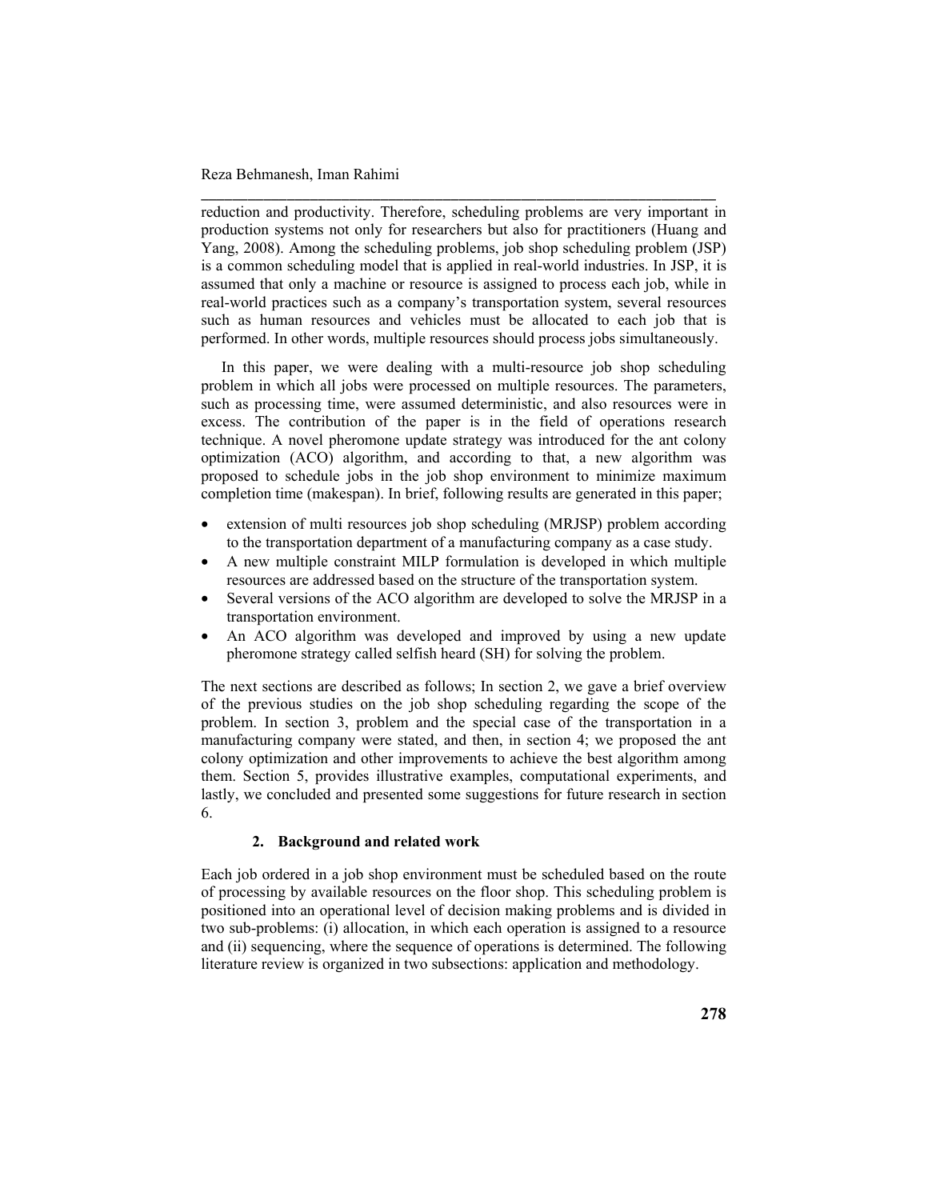reduction and productivity. Therefore, scheduling problems are very important in production systems not only for researchers but also for practitioners (Huang and Yang, 2008). Among the scheduling problems, job shop scheduling problem (JSP) is a common scheduling model that is applied in real-world industries. In JSP, it is assumed that only a machine or resource is assigned to process each job, while in real-world practices such as a company's transportation system, several resources such as human resources and vehicles must be allocated to each job that is performed. In other words, multiple resources should process jobs simultaneously.

In this paper, we were dealing with a multi-resource job shop scheduling problem in which all jobs were processed on multiple resources. The parameters, such as processing time, were assumed deterministic, and also resources were in excess. The contribution of the paper is in the field of operations research technique. A novel pheromone update strategy was introduced for the ant colony optimization (ACO) algorithm, and according to that, a new algorithm was proposed to schedule jobs in the job shop environment to minimize maximum completion time (makespan). In brief, following results are generated in this paper;

- extension of multi resources job shop scheduling (MRJSP) problem according to the transportation department of a manufacturing company as a case study.
- A new multiple constraint MILP formulation is developed in which multiple resources are addressed based on the structure of the transportation system.
- Several versions of the ACO algorithm are developed to solve the MRJSP in a transportation environment.
- An ACO algorithm was developed and improved by using a new update pheromone strategy called selfish heard (SH) for solving the problem.

The next sections are described as follows; In section 2, we gave a brief overview of the previous studies on the job shop scheduling regarding the scope of the problem. In section 3, problem and the special case of the transportation in a manufacturing company were stated, and then, in section 4; we proposed the ant colony optimization and other improvements to achieve the best algorithm among them. Section 5, provides illustrative examples, computational experiments, and lastly, we concluded and presented some suggestions for future research in section 6.

## 2. Background and related work

Each job ordered in a job shop environment must be scheduled based on the route of processing by available resources on the floor shop. This scheduling problem is positioned into an operational level of decision making problems and is divided in two sub-problems: (i) allocation, in which each operation is assigned to a resource and (ii) sequencing, where the sequence of operations is determined. The following literature review is organized in two subsections: application and methodology.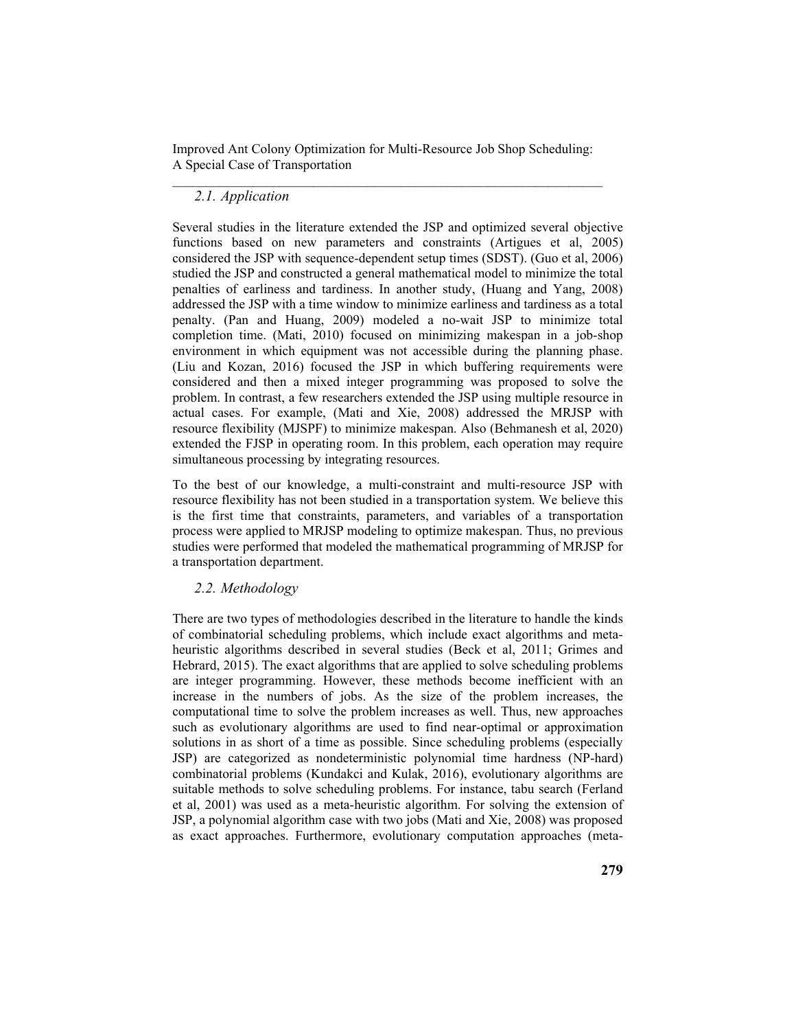### 2.1. Application

Several studies in the literature extended the JSP and optimized several objective functions based on new parameters and constraints (Artigues et al, 2005) considered the JSP with sequence-dependent setup times (SDST). (Guo et al, 2006) studied the JSP and constructed a general mathematical model to minimize the total penalties of earliness and tardiness. In another study, (Huang and Yang, 2008) addressed the JSP with a time window to minimize earliness and tardiness as a total penalty. (Pan and Huang, 2009) modeled a no-wait JSP to minimize total completion time. (Mati, 2010) focused on minimizing makespan in a job-shop environment in which equipment was not accessible during the planning phase. (Liu and Kozan, 2016) focused the JSP in which buffering requirements were considered and then a mixed integer programming was proposed to solve the problem. In contrast, a few researchers extended the JSP using multiple resource in actual cases. For example, (Mati and Xie, 2008) addressed the MRJSP with resource flexibility (MJSPF) to minimize makespan. Also (Behmanesh et al, 2020) extended the FJSP in operating room. In this problem, each operation may require simultaneous processing by integrating resources.

To the best of our knowledge, a multi-constraint and multi-resource JSP with resource flexibility has not been studied in a transportation system. We believe this is the first time that constraints, parameters, and variables of a transportation process were applied to MRJSP modeling to optimize makespan. Thus, no previous studies were performed that modeled the mathematical programming of MRJSP for a transportation department.

### 2.2. Methodology

There are two types of methodologies described in the literature to handle the kinds of combinatorial scheduling problems, which include exact algorithms and meta-heuristic algorithms described in several studies (Beck et al, 2011; Grimes and Hebrard, 2015). The exact algorithms that are applied to solve scheduling problems are integer programming. However, these methods become inefficient with an increase in the numbers of jobs. As the size of the problem increases, the computational time to solve the problem increases as well. Thus, new approaches such as evolutionary algorithms are used to find near-optimal or approximation solutions in as short of a time as possible. Since scheduling problems (especially JSP) are categorized as nondeterministic polynomial time hardness (NP-hard) combinatorial problems (Kundakci and Kulak, 2016), evolutionary algorithms are suitable methods to solve scheduling problems. For instance, tabu search (Ferland et al, 2001) was used as a meta-heuristic algorithm. For solving the extension of JSP, a polynomial algorithm case with two jobs (Mati and Xie, 2008) was proposed as exact approaches. Furthermore, evolutionary computation approaches (meta-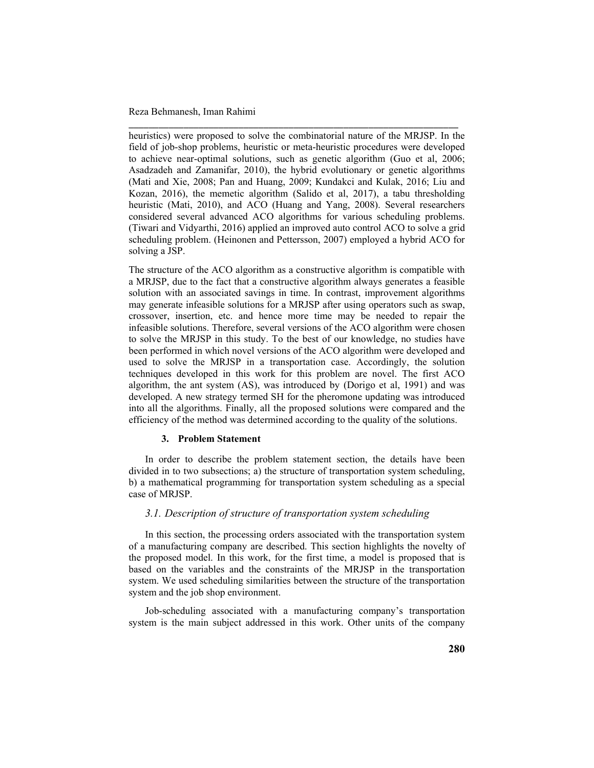heuristics) were proposed to solve the combinatorial nature of the MRJSP. In the field of job-shop problems, heuristic or meta-heuristic procedures were developed to achieve near-optimal solutions, such as genetic algorithm (Guo et al, 2006; Asadzadeh and Zamanifar, 2010), the hybrid evolutionary or genetic algorithms (Mati and Xie, 2008; Pan and Huang, 2009; Kundakci and Kulak, 2016; Liu and Kozan, 2016), the memetic algorithm (Salido et al, 2017), a tabu thresholding heuristic (Mati, 2010), and ACO (Huang and Yang, 2008). Several researchers considered several advanced ACO algorithms for various scheduling problems. (Tiwari and Vidyarthi, 2016) applied an improved auto control ACO to solve a grid scheduling problem. (Heinonen and Pettersson, 2007) employed a hybrid ACO for solving a JSP.

The structure of the ACO algorithm as a constructive algorithm is compatible with a MRJSP, due to the fact that a constructive algorithm always generates a feasible solution with an associated savings in time. In contrast, improvement algorithms may generate infeasible solutions for a MRJSP after using operators such as swap, crossover, insertion, etc. and hence more time may be needed to repair the infeasible solutions. Therefore, several versions of the ACO algorithm were chosen to solve the MRJSP in this study. To the best of our knowledge, no studies have been performed in which novel versions of the ACO algorithm were developed and used to solve the MRJSP in a transportation case. Accordingly, the solution techniques developed in this work for this problem are novel. The first ACO algorithm, the ant system (AS), was introduced by (Dorigo et al, 1991) and was developed. A new strategy termed SH for the pheromone updating was introduced into all the algorithms. Finally, all the proposed solutions were compared and the efficiency of the method was determined according to the quality of the solutions.

## 3. Problem Statement

In order to describe the problem statement section, the details have been divided in to two subsections; a) the structure of transportation system scheduling, b) a mathematical programming for transportation system scheduling as a special case of MRJSP.

### *3.1. Description of structure of transportation system scheduling*

In this section, the processing orders associated with the transportation system of a manufacturing company are described. This section highlights the novelty of the proposed model. In this work, for the first time, a model is proposed that is based on the variables and the constraints of the MRJSP in the transportation system. We used scheduling similarities between the structure of the transportation system and the job shop environment.

Job-scheduling associated with a manufacturing company's transportation system is the main subject addressed in this work. Other units of the company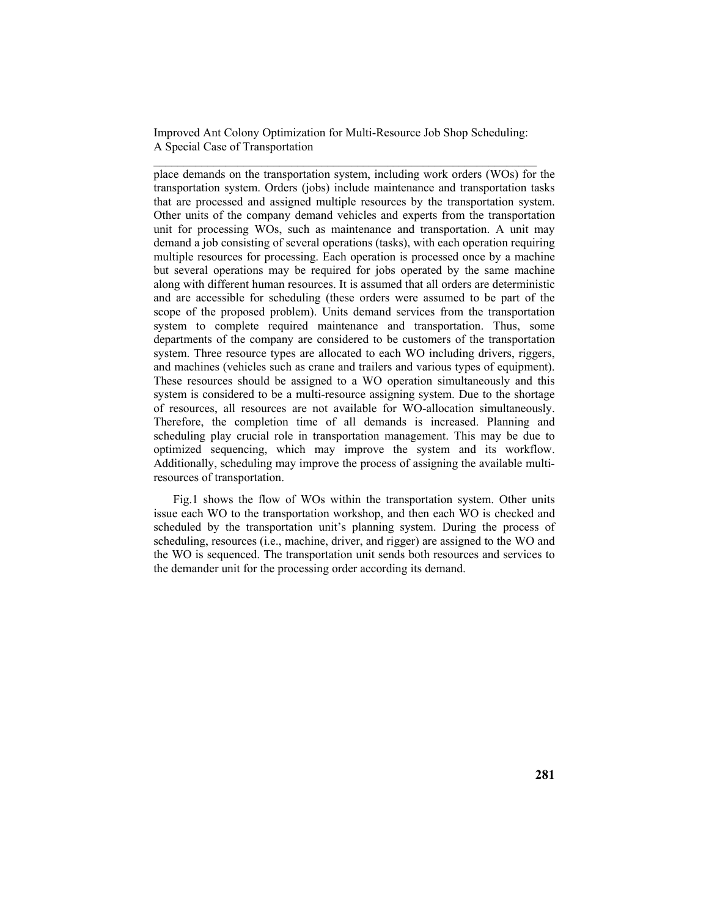place demands on the transportation system, including work orders (WOs) for the transportation system. Orders (jobs) include maintenance and transportation tasks that are processed and assigned multiple resources by the transportation system. Other units of the company demand vehicles and experts from the transportation unit for processing WOs, such as maintenance and transportation. A unit may demand a job consisting of several operations (tasks), with each operation requiring multiple resources for processing. Each operation is processed once by a machine but several operations may be required for jobs operated by the same machine along with different human resources. It is assumed that all orders are deterministic and are accessible for scheduling (these orders were assumed to be part of the scope of the proposed problem). Units demand services from the transportation system to complete required maintenance and transportation. Thus, some departments of the company are considered to be customers of the transportation system. Three resource types are allocated to each WO including drivers, riggers, and machines (vehicles such as crane and trailers and various types of equipment). These resources should be assigned to a WO operation simultaneously and this system is considered to be a multi-resource assigning system. Due to the shortage of resources, all resources are not available for WO-allocation simultaneously. Therefore, the completion time of all demands is increased. Planning and scheduling play crucial role in transportation management. This may be due to optimized sequencing, which may improve the system and its workflow. Additionally, scheduling may improve the process of assigning the available multi-resources of transportation.

Fig.1 shows the flow of WOs within the transportation system. Other units issue each WO to the transportation workshop, and then each WO is checked and scheduled by the transportation unit's planning system. During the process of scheduling, resources (i.e., machine, driver, and rigger) are assigned to the WO and the WO is sequenced. The transportation unit sends both resources and services to the demander unit for the processing order according its demand.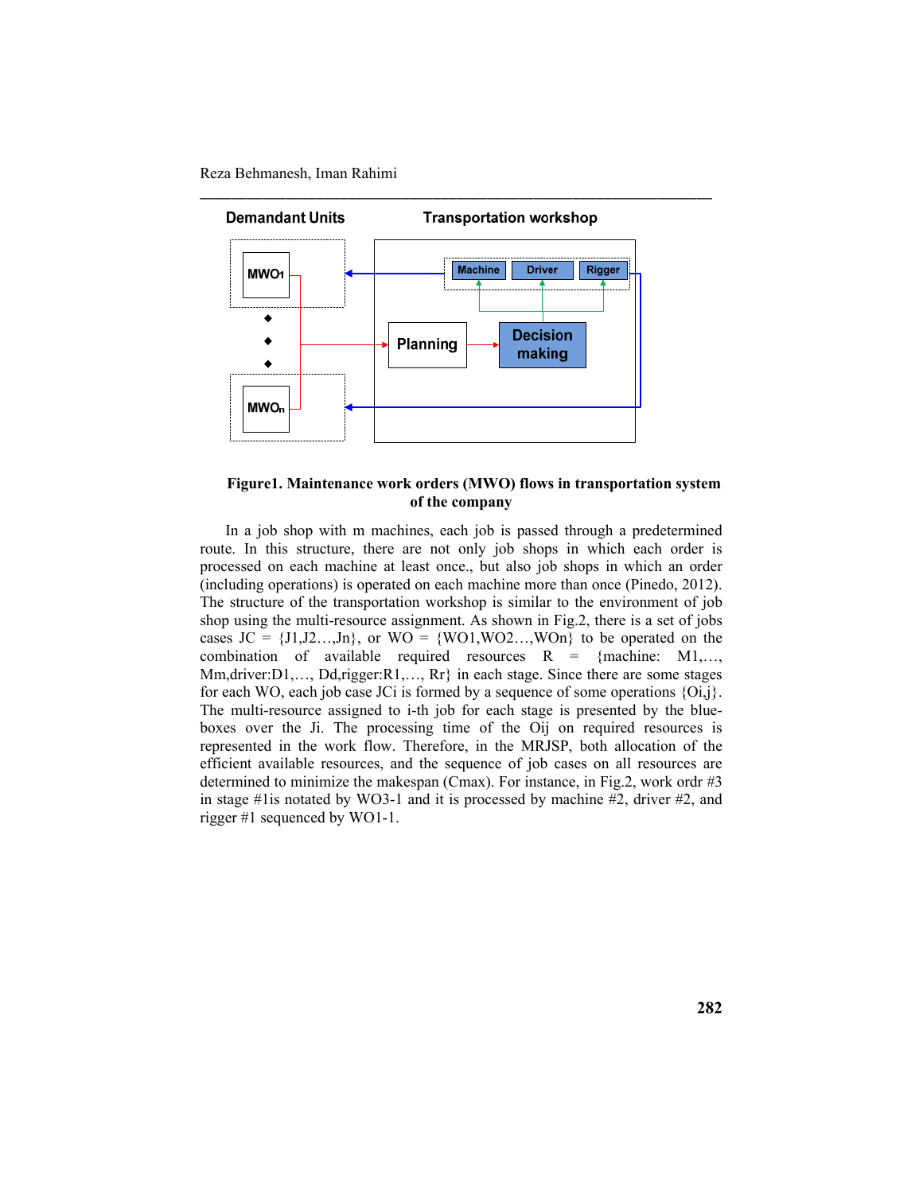Demandant Units

Transportation workshop

MWO1

MWOn

Machine

Driver

Rigger

Planning

Decision making

**Figure1. Maintenance work orders (MWO) flows in transportation system of the company**

In a job shop with m machines, each job is passed through a predetermined route. In this structure, there are not only job shops in which each order is processed on each machine at least once., but also job shops in which an order (including operations) is operated on each machine more than once (Pinedo, 2012). The structure of the transportation workshop is similar to the environment of job shop using the multi-resource assignment. As shown in Fig.2, there is a set of jobs cases JC = {J1,J2…,Jn}, or WO = {WO1,WO2…,WOn} to be operated on the combination of available required resources R = {machine: M1,…, Mm,driver:D1,…, Dd,rigger:R1,…, Rr} in each stage. Since there are some stages for each WO, each job case JCi is formed by a sequence of some operations {Oi,j}. The multi-resource assigned to i-th job for each stage is presented by the blue-boxes over the Ji. The processing time of the Oij on required resources is represented in the work flow. Therefore, in the MRJSP, both allocation of the efficient available resources, and the sequence of job cases on all resources are determined to minimize the makespan (Cmax). For instance, in Fig.2, work ordr #3 in stage #1is notated by WO3-1 and it is processed by machine #2, driver #2, and rigger #1 sequenced by WO1-1.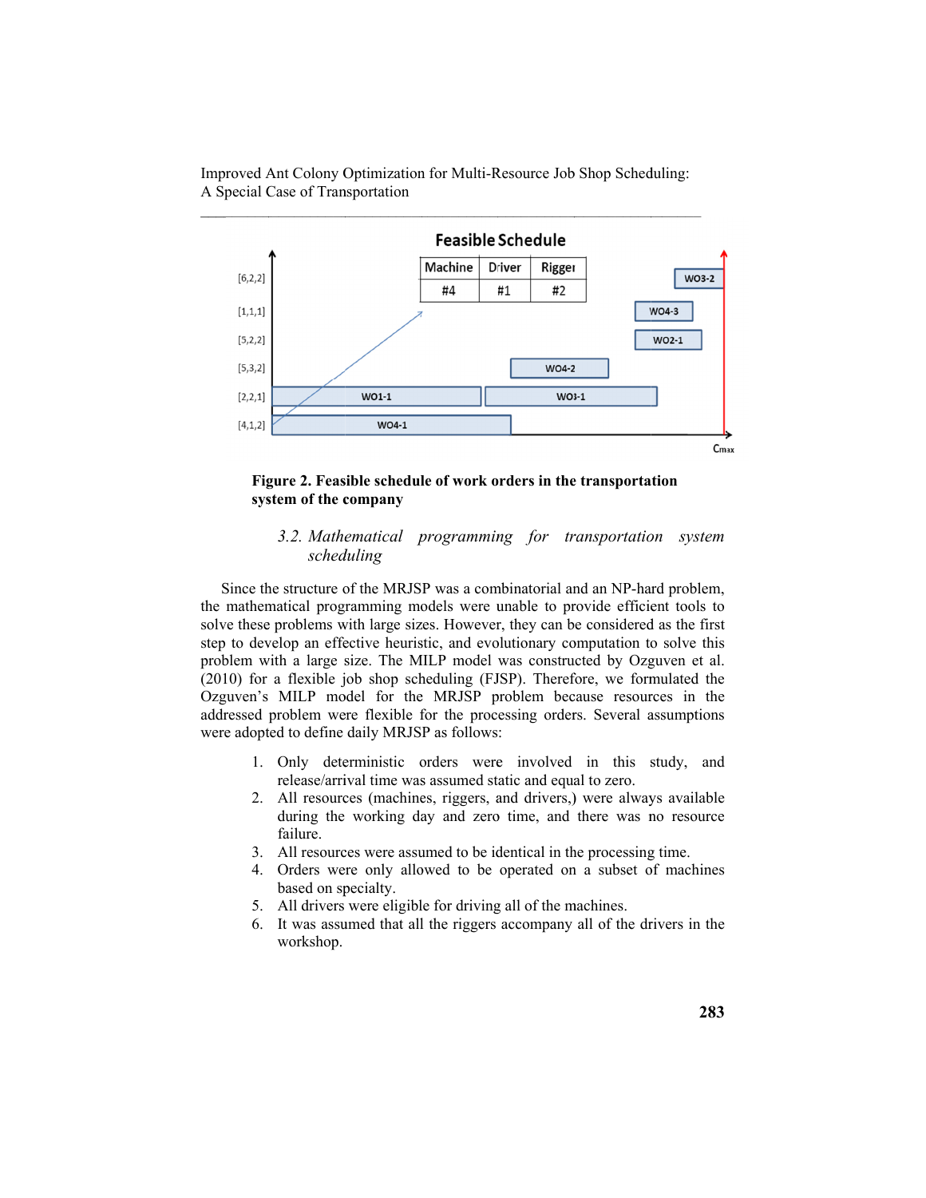**Figure 2. Feasible schedule of work orders in the transportation system of the company**

### *3.2. Mathematical programming for transportation system scheduling*

Since the structure of the MRJSP was a combinatorial and an NP-hard problem, the mathematical programming models were unable to provide efficient tools to solve these problems with large sizes. However, they can be considered as the first step to develop an effective heuristic, and evolutionary computation to solve this problem with a large size. The MILP model was constructed by Ozguven et al. (2010) for a flexible job shop scheduling (FJSP). Therefore, we formulated the Ozguven's MILP model for the MRJSP problem because resources in the addressed problem were flexible for the processing orders. Several assumptions were adopted to define daily MRJSP as follows:

1. Only deterministic orders were involved in this study, and release/arrival time was assumed static and equal to zero.
2. All resources (machines, riggers, and drivers,) were always available during the working day and zero time, and there was no resource failure.
3. All resources were assumed to be identical in the processing time.
4. Orders were only allowed to be operated on a subset of machines based on specialty.
5. All drivers were eligible for driving all of the machines.
6. It was assumed that all the riggers accompany all of the drivers in the workshop.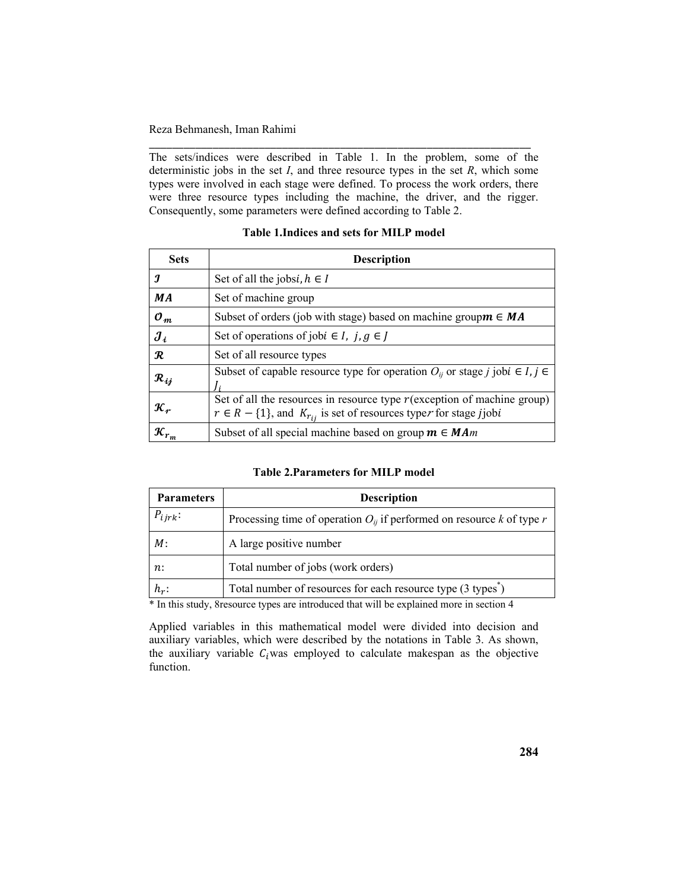The sets/indices were described in Table 1. In the problem, some of the deterministic jobs in the set $I$, and three resource types in the set $R$, which some types were involved in each stage were defined. To process the work orders, there were three resource types including the machine, the driver, and the rigger. Consequently, some parameters were defined according to Table 2.

**Table 1.Indices and sets for MILP model**

| Sets | Description |
|---|---|
| $\mathcal{I}$ | Set of all the jobs$i, h \in I$ |
| $\boldsymbol{MA}$ | Set of machine group |
| $\mathcal{O}_{\boldsymbol{m}}$ | Subset of orders (job with stage) based on machine group$\boldsymbol{m} \in \boldsymbol{MA}$ |
| $\mathcal{J}_{\boldsymbol{i}}$ | Set of operations of job$i \in I,\ j, g \in J$ |
| $\mathcal{R}$ | Set of all resource types |
| $\mathcal{R}_{\boldsymbol{ij}}$ | Subset of capable resource type for operation $O_{ij}$ or stage $j$ job$i \in I, j \in J_i$ |
| $\mathcal{K}_{\boldsymbol{r}}$ | Set of all the resources in resource type $r$(exception of machine group) $r \in R-\{1\}$, and $K_{r_{ij}}$ is set of resources type$r$ for stage $j$job$i$ |
| $\mathcal{K}_{\boldsymbol{r_m}}$ | Subset of all special machine based on group $\boldsymbol{m} \in \boldsymbol{MA}m$ |

**Table 2.Parameters for MILP model**

| Parameters | Description |
|---|---|
| $P_{ijrk}$: | Processing time of operation $O_{ij}$ if performed on resource $k$ of type $r$ |
| $M$: | A large positive number |
| $n$: | Total number of jobs (work orders) |
| $h_r$: | Total number of resources for each resource type (3 types*) |

* In this study, 8resource types are introduced that will be explained more in section 4

Applied variables in this mathematical model were divided into decision and auxiliary variables, which were described by the notations in Table 3. As shown, the auxiliary variable $C_i$was employed to calculate makespan as the objective function.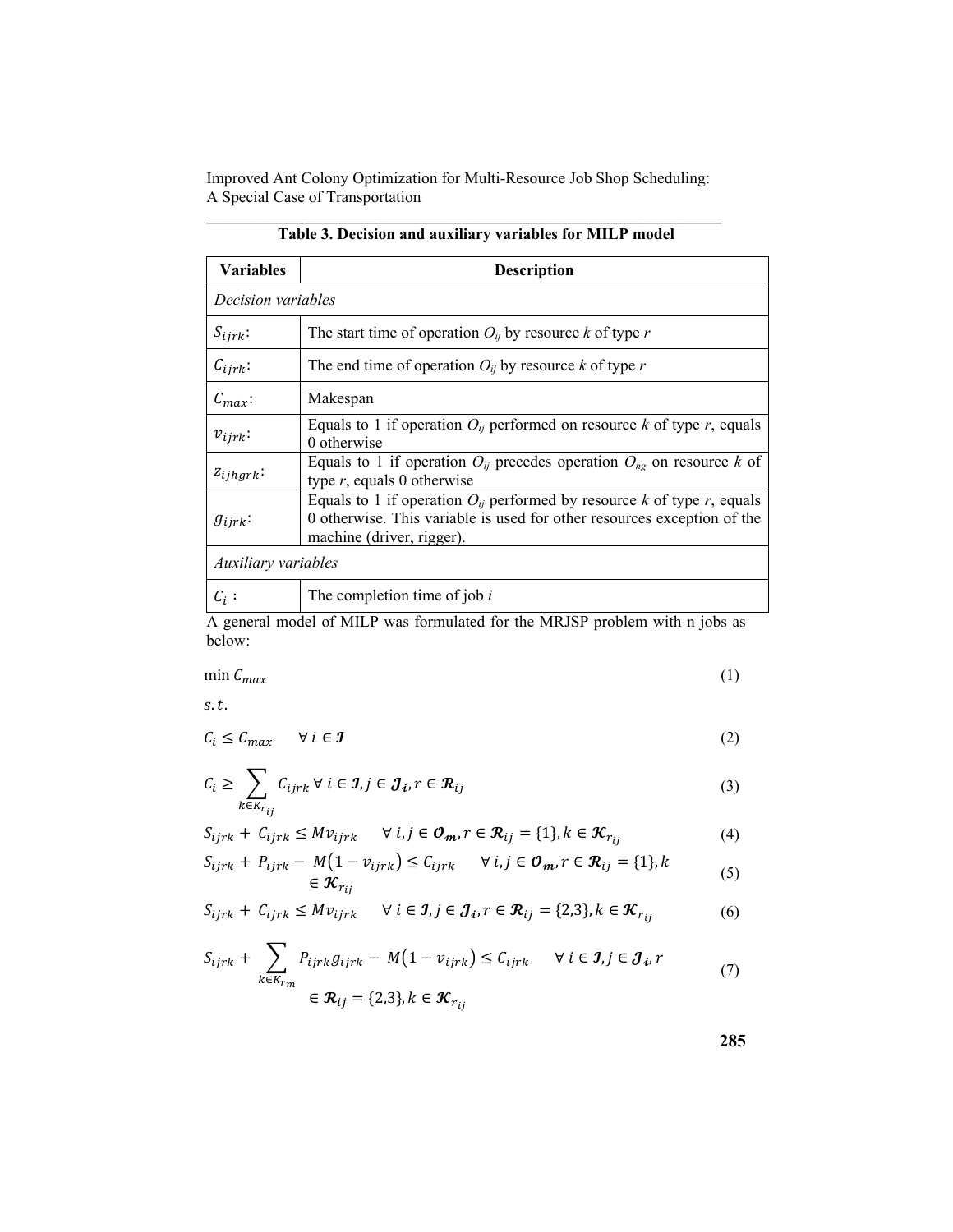**Table 3. Decision and auxiliary variables for MILP model**

| Variables | Description |
| --- | --- |
| *Decision variables* | |
| $S_{ijrk}$: | The start time of operation $O_{ij}$ by resource $k$ of type $r$ |
| $C_{ijrk}$: | The end time of operation $O_{ij}$ by resource $k$ of type $r$ |
| $C_{max}$: | Makespan |
| $v_{ijrk}$: | Equals to 1 if operation $O_{ij}$ performed on resource $k$ of type $r$, equals 0 otherwise |
| $z_{ijhgrk}$: | Equals to 1 if operation $O_{ij}$ precedes operation $O_{hg}$ on resource $k$ of type $r$, equals 0 otherwise |
| $g_{ijrk}$: | Equals to 1 if operation $O_{ij}$ performed by resource $k$ of type $r$, equals 0 otherwise. This variable is used for other resources exception of the machine (driver, rigger). |
| *Auxiliary variables* | |
| $C_i$ : | The completion time of job $i$ |

A general model of MILP was formulated for the MRJSP problem with n jobs as below:

$$\min C_{max} \tag{1}$$

$$s.t.$$

$$C_i \leq C_{max} \quad \forall\, i \in \mathcal{I} \tag{2}$$

$$C_i \geq \sum_{k \in K_{r_{ij}}} C_{ijrk} \;\forall\, i \in \mathcal{I}, j \in \mathcal{J}_i, r \in \mathcal{R}_{ij} \tag{3}$$

$$S_{ijrk} + C_{ijrk} \leq M v_{ijrk} \quad \forall\, i, j \in \mathcal{O}_m, r \in \mathcal{R}_{ij} = \{1\}, k \in \mathcal{K}_{r_{ij}} \tag{4}$$

$$S_{ijrk} + P_{ijrk} - M\left(1 - v_{ijrk}\right) \leq C_{ijrk} \quad \forall\, i, j \in \mathcal{O}_m, r \in \mathcal{R}_{ij} = \{1\}, k \in \mathcal{K}_{r_{ij}} \tag{5}$$

$$S_{ijrk} + C_{ijrk} \leq M v_{ijrk} \quad \forall\, i \in \mathcal{I}, j \in \mathcal{J}_i, r \in \mathcal{R}_{ij} = \{2,3\}, k \in \mathcal{K}_{r_{ij}} \tag{6}$$

$$S_{ijrk} + \sum_{k \in K_{r_m}} P_{ijrk} g_{ijrk} - M\left(1 - v_{ijrk}\right) \leq C_{ijrk} \quad \forall\, i \in \mathcal{I}, j \in \mathcal{J}_i, r \in \mathcal{R}_{ij} = \{2,3\}, k \in \mathcal{K}_{r_{ij}} \tag{7}$$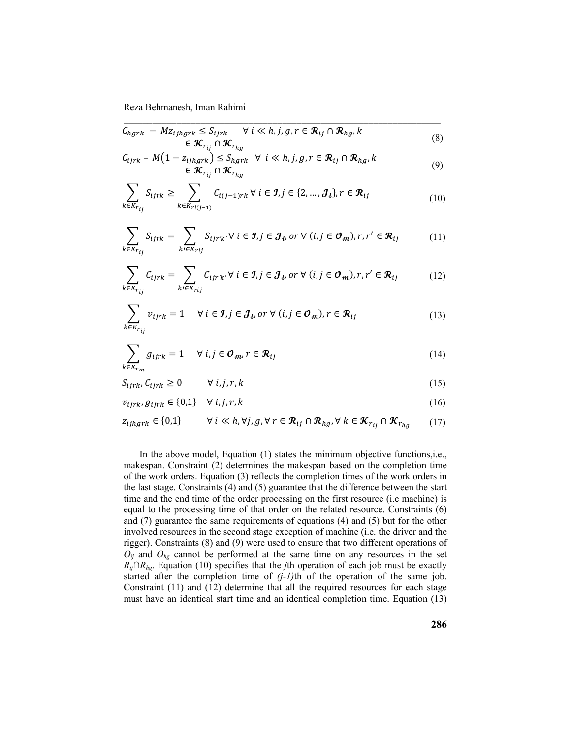$$C_{hgrk} - Mz_{ijhgrk} \leq S_{ijrk} \quad \forall\, i \ll h, j, g, r \in \mathcal{R}_{ij} \cap \mathcal{R}_{hg}, k \in \mathcal{K}_{r_{ij}} \cap \mathcal{K}_{r_{hg}} \tag{8}$$

$$C_{ijrk} - M\left(1 - z_{ijhgrk}\right) \leq S_{hgrk} \quad \forall\, i \ll h, j, g, r \in \mathcal{R}_{ij} \cap \mathcal{R}_{hg}, k \in \mathcal{K}_{r_{ij}} \cap \mathcal{K}_{r_{hg}} \tag{9}$$

$$\sum_{k \in K_{r_{ij}}} S_{ijrk} \geq \sum_{k \in K_{ri(j-1)}} C_{i(j-1)rk} \; \forall\, i \in \mathcal{I}, j \in \{2, \dots, \mathcal{J}_i\}, r \in \mathcal{R}_{ij} \tag{10}$$

$$\sum_{k \in K_{r_{ij}}} S_{ijrk} = \sum_{k' \in K_{rij}} S_{ijr'k'} \; \forall\, i \in \mathcal{I}, j \in \mathcal{J}_i, or\; \forall\, (i, j \in \mathcal{O}_m), r, r' \in \mathcal{R}_{ij} \tag{11}$$

$$\sum_{k \in K_{r_{ij}}} C_{ijrk} = \sum_{k' \in K_{rij}} C_{ijr'k'} \; \forall\, i \in \mathcal{I}, j \in \mathcal{J}_i, or\; \forall\, (i, j \in \mathcal{O}_m), r, r' \in \mathcal{R}_{ij} \tag{12}$$

$$\sum_{k \in K_{r_{ij}}} v_{ijrk} = 1 \quad \forall\, i \in \mathcal{I}, j \in \mathcal{J}_i, or\; \forall\, (i, j \in \mathcal{O}_m), r \in \mathcal{R}_{ij} \tag{13}$$

$$\sum_{k \in K_{r_m}} g_{ijrk} = 1 \quad \forall\, i, j \in \mathcal{O}_m, r \in \mathcal{R}_{ij} \tag{14}$$

$$S_{ijrk}, C_{ijrk} \geq 0 \qquad \forall\, i, j, r, k \tag{15}$$

$$v_{ijrk}, g_{ijrk} \in \{0,1\} \quad \forall\, i, j, r, k \tag{16}$$

$$z_{ijhgrk} \in \{0,1\} \qquad \forall\, i \ll h, \forall j, g, \forall\, r \in \mathcal{R}_{ij} \cap \mathcal{R}_{hg}, \forall\, k \in \mathcal{K}_{r_{ij}} \cap \mathcal{K}_{r_{hg}} \tag{17}$$

In the above model, Equation (1) states the minimum objective functions,i.e., makespan. Constraint (2) determines the makespan based on the completion time of the work orders. Equation (3) reflects the completion times of the work orders in the last stage. Constraints (4) and (5) guarantee that the difference between the start time and the end time of the order processing on the first resource (i.e machine) is equal to the processing time of that order on the related resource. Constraints (6) and (7) guarantee the same requirements of equations (4) and (5) but for the other involved resources in the second stage exception of machine (i.e. the driver and the rigger). Constraints (8) and (9) were used to ensure that two different operations of $O_{ij}$ and $O_{hg}$ cannot be performed at the same time on any resources in the set $R_{ij} \cap R_{hg}$. Equation (10) specifies that the *j*th operation of each job must be exactly started after the completion time of *(j-1)*th of the operation of the same job. Constraint (11) and (12) determine that all the required resources for each stage must have an identical start time and an identical completion time. Equation (13)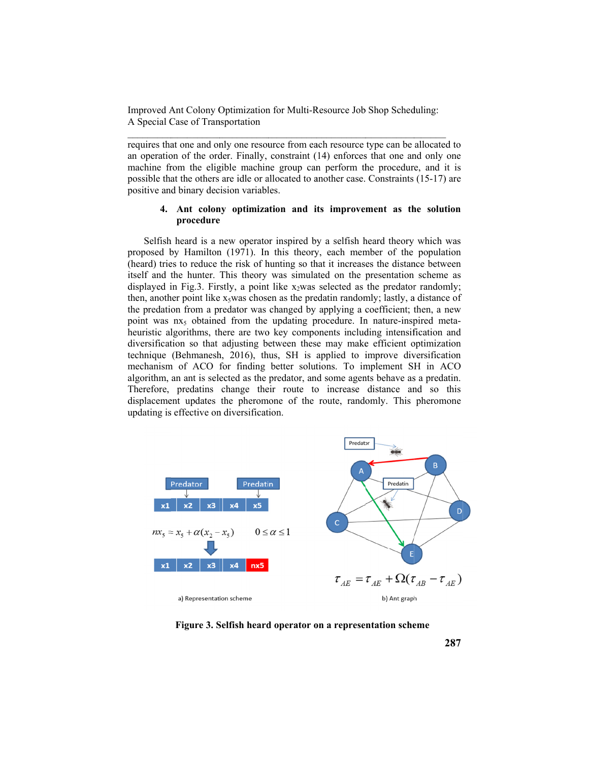requires that one and only one resource from each resource type can be allocated to an operation of the order. Finally, constraint (14) enforces that one and only one machine from the eligible machine group can perform the procedure, and it is possible that the others are idle or allocated to another case. Constraints (15-17) are positive and binary decision variables.

## 4. Ant colony optimization and its improvement as the solution procedure

Selfish heard is a new operator inspired by a selfish heard theory which was proposed by Hamilton (1971). In this theory, each member of the population (heard) tries to reduce the risk of hunting so that it increases the distance between itself and the hunter. This theory was simulated on the presentation scheme as displayed in Fig.3. Firstly, a point like $x_2$was selected as the predator randomly; then, another point like $x_5$was chosen as the predatin randomly; lastly, a distance of the predation from a predator was changed by applying a coefficient; then, a new point was $nx_5$ obtained from the updating procedure. In nature-inspired meta-heuristic algorithms, there are two key components including intensification and diversification so that adjusting between these may make efficient optimization technique (Behmanesh, 2016), thus, SH is applied to improve diversification mechanism of ACO for finding better solutions. To implement SH in ACO algorithm, an ant is selected as the predator, and some agents behave as a predatin. Therefore, predatins change their route to increase distance and so this displacement updates the pheromone of the route, randomly. This pheromone updating is effective on diversification.

$$nx_5 = x_5 + \alpha(x_2 - x_5) \qquad 0 \le \alpha \le 1$$

a) Representation scheme

$$\tau_{AE} = \tau_{AE} + \Omega(\tau_{AB} - \tau_{AE})$$

b) Ant graph

**Figure 3. Selfish heard operator on a representation scheme**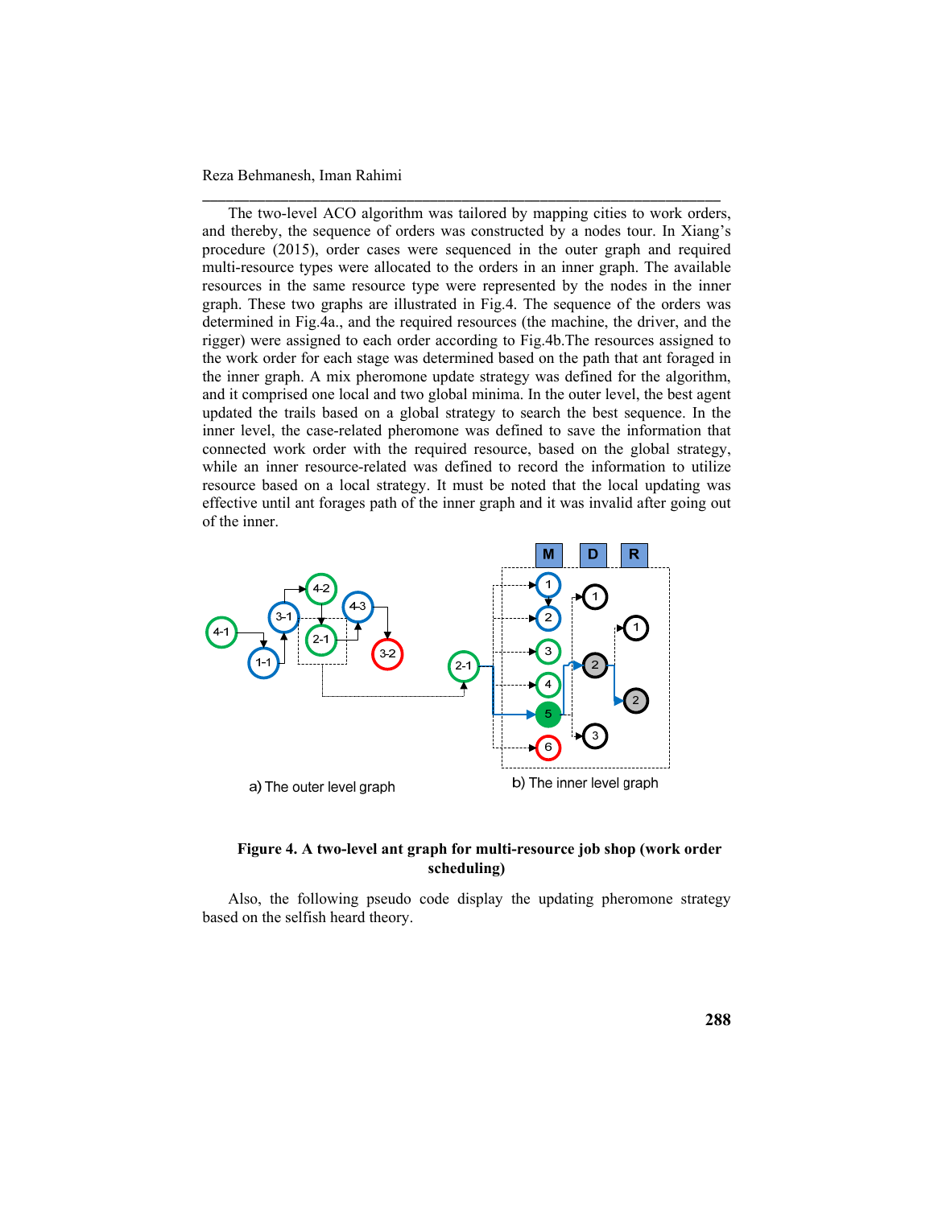The two-level ACO algorithm was tailored by mapping cities to work orders, and thereby, the sequence of orders was constructed by a nodes tour. In Xiang's procedure (2015), order cases were sequenced in the outer graph and required multi-resource types were allocated to the orders in an inner graph. The available resources in the same resource type were represented by the nodes in the inner graph. These two graphs are illustrated in Fig.4. The sequence of the orders was determined in Fig.4a., and the required resources (the machine, the driver, and the rigger) were assigned to each order according to Fig.4b.The resources assigned to the work order for each stage was determined based on the path that ant foraged in the inner graph. A mix pheromone update strategy was defined for the algorithm, and it comprised one local and two global minima. In the outer level, the best agent updated the trails based on a global strategy to search the best sequence. In the inner level, the case-related pheromone was defined to save the information that connected work order with the required resource, based on the global strategy, while an inner resource-related was defined to record the information to utilize resource based on a local strategy. It must be noted that the local updating was effective until ant forages path of the inner graph and it was invalid after going out of the inner.

a) The outer level graph

b) The inner level graph

**Figure 4. A two-level ant graph for multi-resource job shop (work order scheduling)**

Also, the following pseudo code display the updating pheromone strategy based on the selfish heard theory.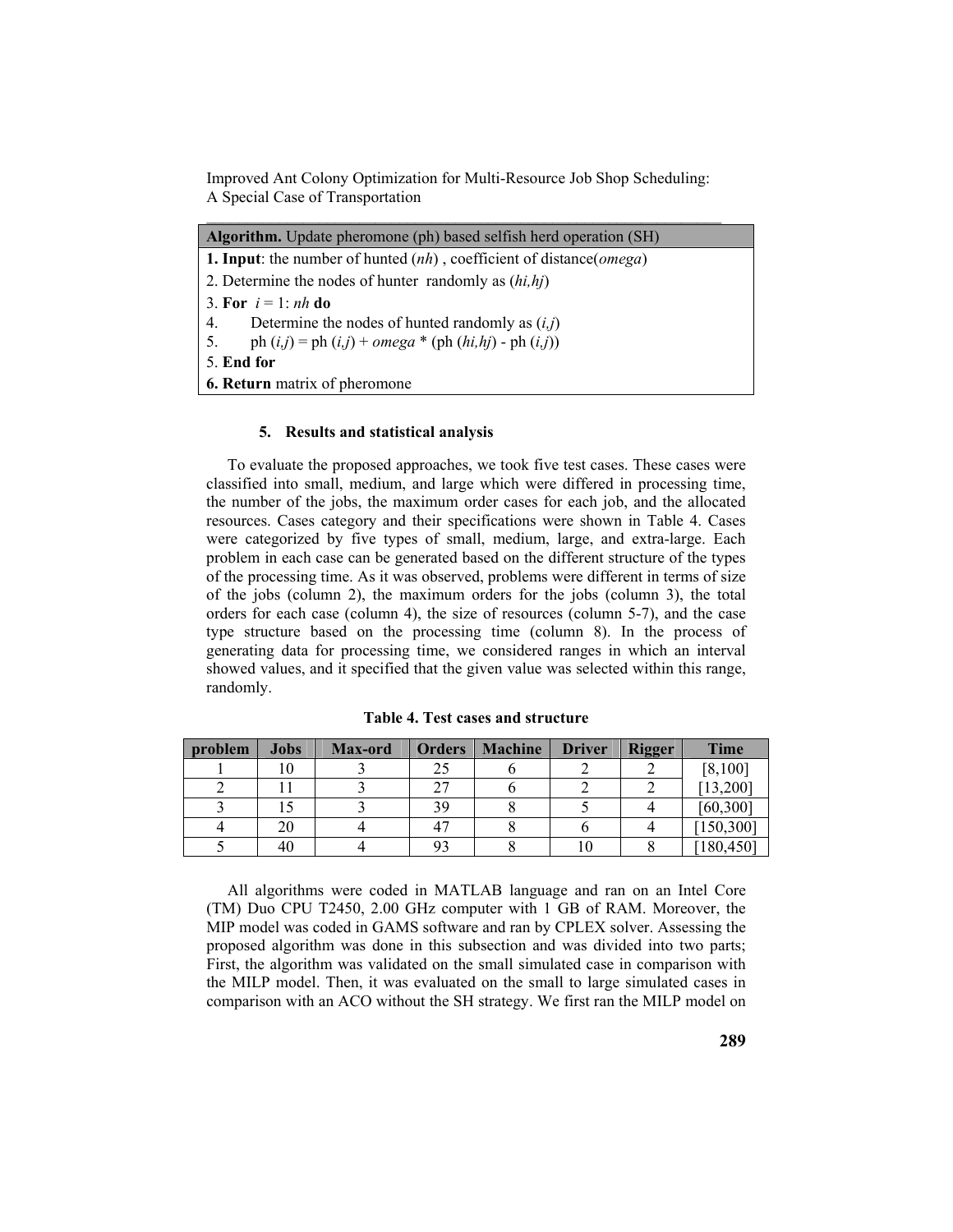| **Algorithm.** Update pheromone (ph) based selfish herd operation (SH) |
|---|
| **1. Input**: the number of hunted (*nh*) , coefficient of distance(*omega*) |
| 2. Determine the nodes of hunter randomly as (*hi,hj*) |
| 3. **For** *i* = 1: *nh* **do** |
| 4. Determine the nodes of hunted randomly as (*i,j*) |
| 5. ph (*i,j*) = ph (*i,j*) + *omega* * (ph (*hi,hj*) - ph (*i,j*)) |
| 5. **End for** |
| **6. Return** matrix of pheromone |

### 5. Results and statistical analysis

To evaluate the proposed approaches, we took five test cases. These cases were classified into small, medium, and large which were differed in processing time, the number of the jobs, the maximum order cases for each job, and the allocated resources. Cases category and their specifications were shown in Table 4. Cases were categorized by five types of small, medium, large, and extra-large. Each problem in each case can be generated based on the different structure of the types of the processing time. As it was observed, problems were different in terms of size of the jobs (column 2), the maximum orders for the jobs (column 3), the total orders for each case (column 4), the size of resources (column 5-7), and the case type structure based on the processing time (column 8). In the process of generating data for processing time, we considered ranges in which an interval showed values, and it specified that the given value was selected within this range, randomly.

**Table 4. Test cases and structure**

| problem | Jobs | Max-ord | Orders | Machine | Driver | Rigger | Time |
|---|---|---|---|---|---|---|---|
| 1 | 10 | 3 | 25 | 6 | 2 | 2 | [8,100] |
| 2 | 11 | 3 | 27 | 6 | 2 | 2 | [13,200] |
| 3 | 15 | 3 | 39 | 8 | 5 | 4 | [60,300] |
| 4 | 20 | 4 | 47 | 8 | 6 | 4 | [150,300] |
| 5 | 40 | 4 | 93 | 8 | 10 | 8 | [180,450] |

All algorithms were coded in MATLAB language and ran on an Intel Core (TM) Duo CPU T2450, 2.00 GHz computer with 1 GB of RAM. Moreover, the MIP model was coded in GAMS software and ran by CPLEX solver. Assessing the proposed algorithm was done in this subsection and was divided into two parts; First, the algorithm was validated on the small simulated case in comparison with the MILP model. Then, it was evaluated on the small to large simulated cases in comparison with an ACO without the SH strategy. We first ran the MILP model on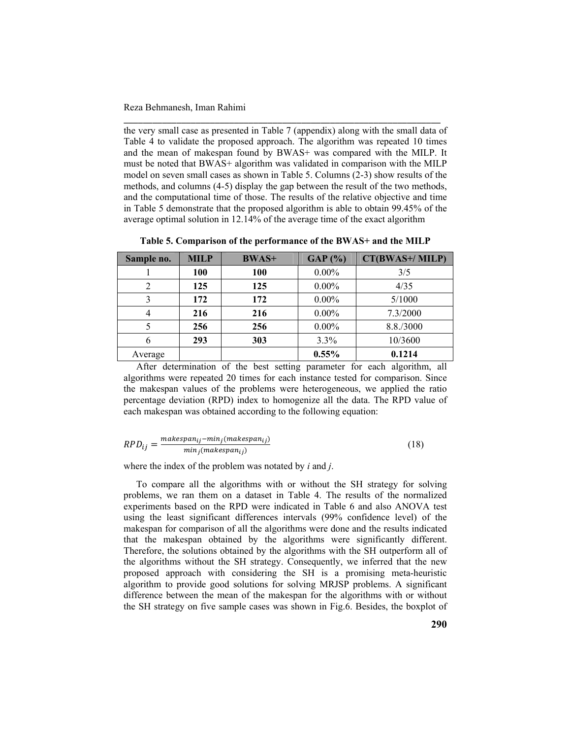the very small case as presented in Table 7 (appendix) along with the small data of Table 4 to validate the proposed approach. The algorithm was repeated 10 times and the mean of makespan found by BWAS+ was compared with the MILP. It must be noted that BWAS+ algorithm was validated in comparison with the MILP model on seven small cases as shown in Table 5. Columns (2-3) show results of the methods, and columns (4-5) display the gap between the result of the two methods, and the computational time of those. The results of the relative objective and time in Table 5 demonstrate that the proposed algorithm is able to obtain 99.45% of the average optimal solution in 12.14% of the average time of the exact algorithm

**Table 5. Comparison of the performance of the BWAS+ and the MILP**

| Sample no. | MILP | BWAS+ | GAP (%) | CT(BWAS+/ MILP) |
|---|---|---|---|---|
| 1 | **100** | **100** | 0.00% | 3/5 |
| 2 | **125** | **125** | 0.00% | 4/35 |
| 3 | **172** | **172** | 0.00% | 5/1000 |
| 4 | **216** | **216** | 0.00% | 7.3/2000 |
| 5 | **256** | **256** | 0.00% | 8.8./3000 |
| 6 | **293** | **303** | 3.3% | 10/3600 |
| Average | | | **0.55%** | **0.1214** |

After determination of the best setting parameter for each algorithm, all algorithms were repeated 20 times for each instance tested for comparison. Since the makespan values of the problems were heterogeneous, we applied the ratio percentage deviation (RPD) index to homogenize all the data. The RPD value of each makespan was obtained according to the following equation:

$$RPD_{ij} = \frac{makespan_{ij} - min_j(makespan_{ij})}{min_j(makespan_{ij})} \tag{18}$$

where the index of the problem was notated by *i* and *j*.

To compare all the algorithms with or without the SH strategy for solving problems, we ran them on a dataset in Table 4. The results of the normalized experiments based on the RPD were indicated in Table 6 and also ANOVA test using the least significant differences intervals (99% confidence level) of the makespan for comparison of all the algorithms were done and the results indicated that the makespan obtained by the algorithms were significantly different. Therefore, the solutions obtained by the algorithms with the SH outperform all of the algorithms without the SH strategy. Consequently, we inferred that the new proposed approach with considering the SH is a promising meta-heuristic algorithm to provide good solutions for solving MRJSP problems. A significant difference between the mean of the makespan for the algorithms with or without the SH strategy on five sample cases was shown in Fig.6. Besides, the boxplot of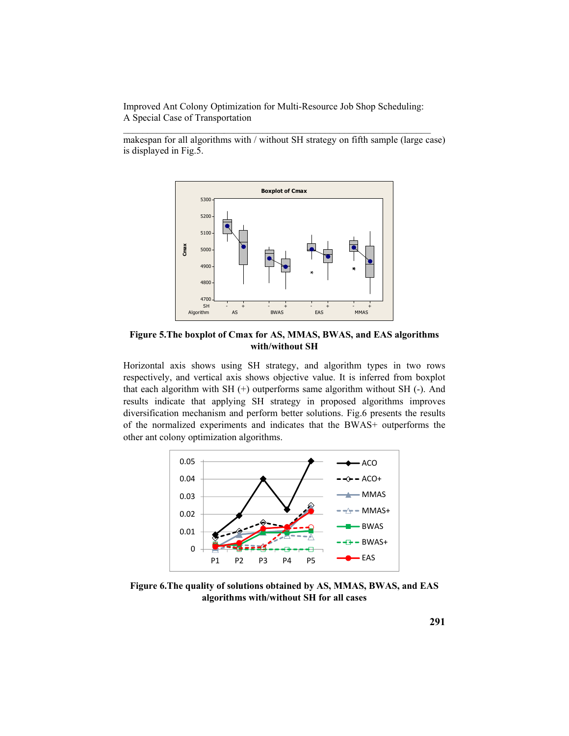makespan for all algorithms with / without SH strategy on fifth sample (large case) is displayed in Fig.5.

**Figure 5.The boxplot of Cmax for AS, MMAS, BWAS, and EAS algorithms with/without SH**

Horizontal axis shows using SH strategy, and algorithm types in two rows respectively, and vertical axis shows objective value. It is inferred from boxplot that each algorithm with SH (+) outperforms same algorithm without SH (-). And results indicate that applying SH strategy in proposed algorithms improves diversification mechanism and perform better solutions. Fig.6 presents the results of the normalized experiments and indicates that the BWAS+ outperforms the other ant colony optimization algorithms.

**Figure 6.The quality of solutions obtained by AS, MMAS, BWAS, and EAS algorithms with/without SH for all cases**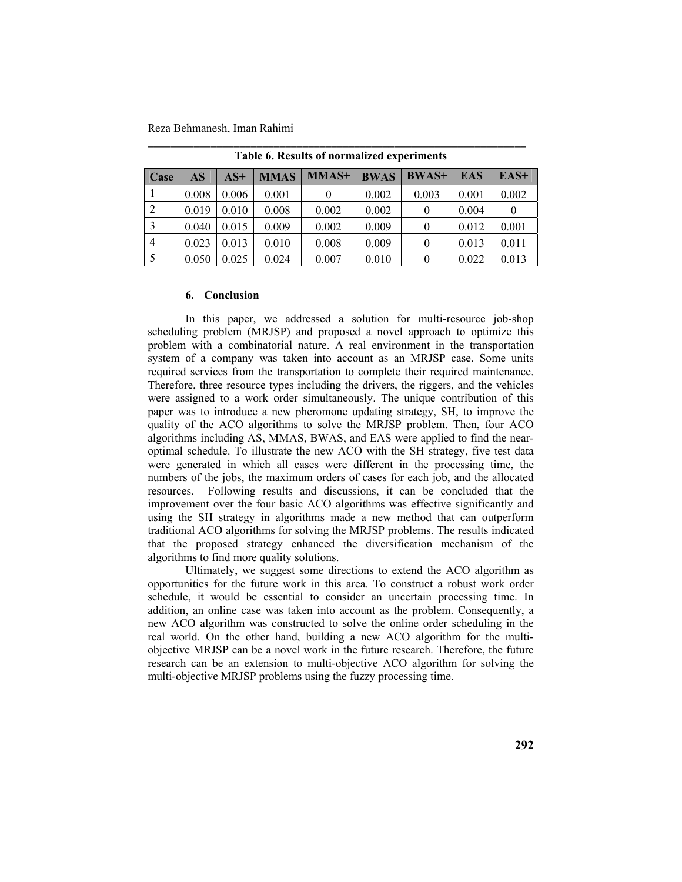**Table 6. Results of normalized experiments**

| Case | AS | AS+ | MMAS | MMAS+ | BWAS | BWAS+ | EAS | EAS+ |
|---|---|---|---|---|---|---|---|---|
| 1 | 0.008 | 0.006 | 0.001 | 0 | 0.002 | 0.003 | 0.001 | 0.002 |
| 2 | 0.019 | 0.010 | 0.008 | 0.002 | 0.002 | 0 | 0.004 | 0 |
| 3 | 0.040 | 0.015 | 0.009 | 0.002 | 0.009 | 0 | 0.012 | 0.001 |
| 4 | 0.023 | 0.013 | 0.010 | 0.008 | 0.009 | 0 | 0.013 | 0.011 |
| 5 | 0.050 | 0.025 | 0.024 | 0.007 | 0.010 | 0 | 0.022 | 0.013 |

## 6. Conclusion

In this paper, we addressed a solution for multi-resource job-shop scheduling problem (MRJSP) and proposed a novel approach to optimize this problem with a combinatorial nature. A real environment in the transportation system of a company was taken into account as an MRJSP case. Some units required services from the transportation to complete their required maintenance. Therefore, three resource types including the drivers, the riggers, and the vehicles were assigned to a work order simultaneously. The unique contribution of this paper was to introduce a new pheromone updating strategy, SH, to improve the quality of the ACO algorithms to solve the MRJSP problem. Then, four ACO algorithms including AS, MMAS, BWAS, and EAS were applied to find the near-optimal schedule. To illustrate the new ACO with the SH strategy, five test data were generated in which all cases were different in the processing time, the numbers of the jobs, the maximum orders of cases for each job, and the allocated resources. Following results and discussions, it can be concluded that the improvement over the four basic ACO algorithms was effective significantly and using the SH strategy in algorithms made a new method that can outperform traditional ACO algorithms for solving the MRJSP problems. The results indicated that the proposed strategy enhanced the diversification mechanism of the algorithms to find more quality solutions.

Ultimately, we suggest some directions to extend the ACO algorithm as opportunities for the future work in this area. To construct a robust work order schedule, it would be essential to consider an uncertain processing time. In addition, an online case was taken into account as the problem. Consequently, a new ACO algorithm was constructed to solve the online order scheduling in the real world. On the other hand, building a new ACO algorithm for the multi-objective MRJSP can be a novel work in the future research. Therefore, the future research can be an extension to multi-objective ACO algorithm for solving the multi-objective MRJSP problems using the fuzzy processing time.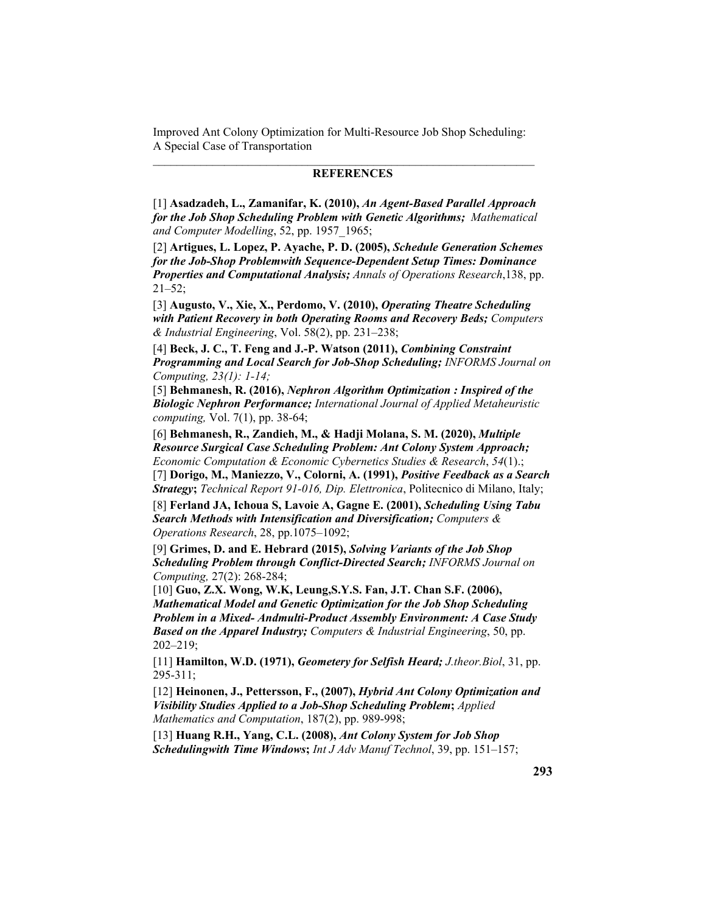## REFERENCES

[1] **Asadzadeh, L., Zamanifar, K. (2010),** ***An Agent-Based Parallel Approach for the Job Shop Scheduling Problem with Genetic Algorithms;*** *Mathematical and Computer Modelling*, 52, pp. 1957_1965;

[2] **Artigues, L. Lopez, P. Ayache, P. D. (2005),** ***Schedule Generation Schemes for the Job-Shop Problemwith Sequence-Dependent Setup Times: Dominance Properties and Computational Analysis;*** *Annals of Operations Research*,138, pp. 21–52;

[3] **Augusto, V., Xie, X., Perdomo, V. (2010),** ***Operating Theatre Scheduling with Patient Recovery in both Operating Rooms and Recovery Beds;*** *Computers & Industrial Engineering*, Vol. 58(2), pp. 231–238;

[4] **Beck, J. C., T. Feng and J.-P. Watson (2011),** ***Combining Constraint Programming and Local Search for Job-Shop Scheduling;*** *INFORMS Journal on Computing, 23(1): 1-14;*

[5] **Behmanesh, R. (2016),** ***Nephron Algorithm Optimization : Inspired of the Biologic Nephron Performance;*** *International Journal of Applied Metaheuristic computing,* Vol. 7(1), pp. 38-64;

[6] **Behmanesh, R., Zandieh, M., & Hadji Molana, S. M. (2020),** ***Multiple Resource Surgical Case Scheduling Problem: Ant Colony System Approach;*** *Economic Computation & Economic Cybernetics Studies & Research*, *54*(1).;

[7] **Dorigo, M., Maniezzo, V., Colorni, A. (1991),** ***Positive Feedback as a Search Strategy*****;** *Technical Report 91-016, Dip. Elettronica*, Politecnico di Milano, Italy;

[8] **Ferland JA, Ichoua S, Lavoie A, Gagne E. (2001),** ***Scheduling Using Tabu Search Methods with Intensification and Diversification;*** *Computers & Operations Research*, 28, pp.1075–1092;

[9] **Grimes, D. and E. Hebrard (2015),** ***Solving Variants of the Job Shop Scheduling Problem through Conflict-Directed Search;*** *INFORMS Journal on Computing,* 27(2): 268-284;

[10] **Guo, Z.X. Wong, W.K, Leung,S.Y.S. Fan, J.T. Chan S.F. (2006),** ***Mathematical Model and Genetic Optimization for the Job Shop Scheduling Problem in a Mixed- Andmulti-Product Assembly Environment: A Case Study Based on the Apparel Industry;*** *Computers & Industrial Engineering*, 50, pp. 202–219;

[11] **Hamilton, W.D. (1971),** ***Geometery for Selfish Heard;*** *J.theor.Biol*, 31, pp. 295-311;

[12] **Heinonen, J., Pettersson, F., (2007),** ***Hybrid Ant Colony Optimization and Visibility Studies Applied to a Job-Shop Scheduling Problem*****;** *Applied Mathematics and Computation*, 187(2), pp. 989-998;

[13] **Huang R.H., Yang, C.L. (2008),** ***Ant Colony System for Job Shop Schedulingwith Time Windows*****;** *Int J Adv Manuf Technol*, 39, pp. 151–157;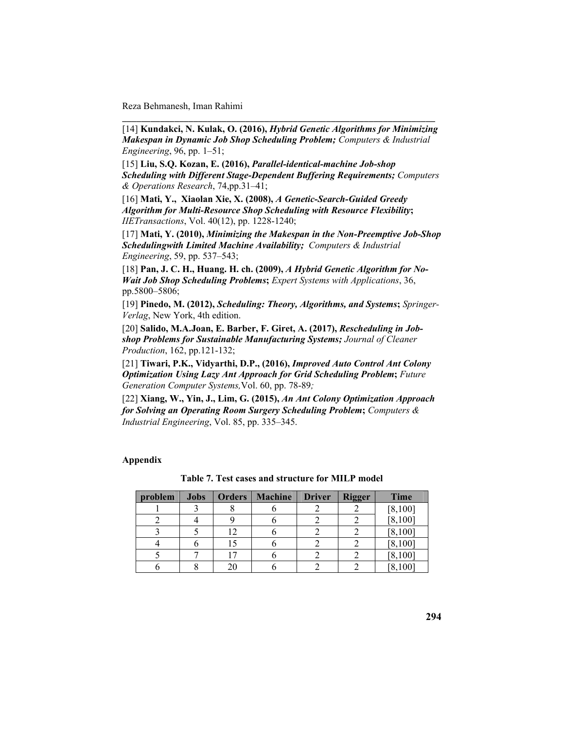[14] **Kundakci, N. Kulak, O. (2016),** ***Hybrid Genetic Algorithms for Minimizing Makespan in Dynamic Job Shop Scheduling Problem;*** *Computers & Industrial Engineering*, 96, pp. 1–51;

[15] **Liu, S.Q. Kozan, E. (2016),** ***Parallel-identical-machine Job-shop Scheduling with Different Stage-Dependent Buffering Requirements;*** *Computers & Operations Research*, 74,pp.31–41;

[16] **Mati, Y., Xiaolan Xie, X. (2008),** ***A Genetic-Search-Guided Greedy Algorithm for Multi-Resource Shop Scheduling with Resource Flexibility*****;** *IIETransactions*, Vol. 40(12), pp. 1228-1240;

[17] **Mati, Y. (2010),** ***Minimizing the Makespan in the Non-Preemptive Job-Shop Schedulingwith Limited Machine Availability;*** *Computers & Industrial Engineering*, 59, pp. 537–543;

[18] **Pan, J. C. H., Huang. H. ch. (2009),** ***A Hybrid Genetic Algorithm for No-Wait Job Shop Scheduling Problems*****;** *Expert Systems with Applications*, 36, pp.5800–5806;

[19] **Pinedo, M. (2012),** ***Scheduling: Theory, Algorithms, and Systems*****;** *Springer-Verlag*, New York, 4th edition.

[20] **Salido, M.A.Joan, E. Barber, F. Giret, A. (2017),** ***Rescheduling in Job-shop Problems for Sustainable Manufacturing Systems;*** *Journal of Cleaner Production*, 162, pp.121-132;

[21] **Tiwari, P.K., Vidyarthi, D.P., (2016),** ***Improved Auto Control Ant Colony Optimization Using Lazy Ant Approach for Grid Scheduling Problem*****;** *Future Generation Computer Systems,*Vol. 60, pp. 78-89*;*

[22] **Xiang, W., Yin, J., Lim, G. (2015),** ***An Ant Colony Optimization Approach for Solving an Operating Room Surgery Scheduling Problem*****;** *Computers & Industrial Engineering*, Vol. 85, pp. 335–345.

**Appendix**

**Table 7. Test cases and structure for MILP model**

| problem | Jobs | Orders | Machine | Driver | Rigger | Time |
|---|---|---|---|---|---|---|
| 1 | 3 | 8 | 6 | 2 | 2 | [8,100] |
| 2 | 4 | 9 | 6 | 2 | 2 | [8,100] |
| 3 | 5 | 12 | 6 | 2 | 2 | [8,100] |
| 4 | 6 | 15 | 6 | 2 | 2 | [8,100] |
| 5 | 7 | 17 | 6 | 2 | 2 | [8,100] |
| 6 | 8 | 20 | 6 | 2 | 2 | [8,100] |